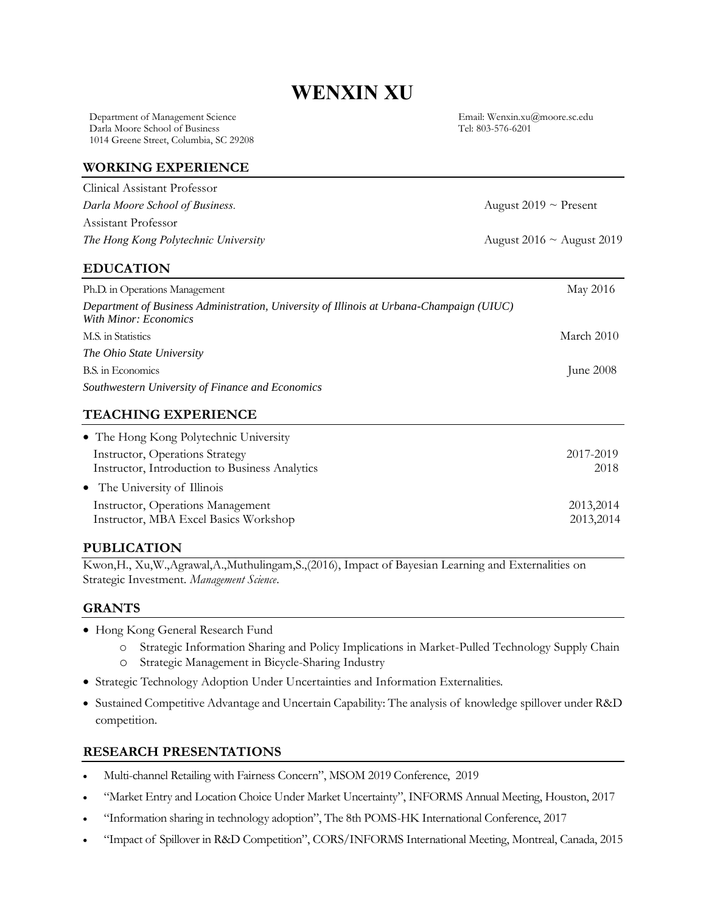# WENXIN XU

Department of Management Science
Darla Moore School of Business
1014 Greene Street, Columbia, SC 29208

Email: Wenxin.xu@moore.sc.edu
Tel: 803-576-6201

## WORKING EXPERIENCE

Clinical Assistant Professor
*Darla Moore School of Business.* — August 2019 ~ Present

Assistant Professor
*The Hong Kong Polytechnic University* — August 2016 ~ August 2019

## EDUCATION

Ph.D. in Operations Management — May 2016
*Department of Business Administration, University of Illinois at Urbana-Champaign (UIUC)*
*With Minor: Economics*

M.S. in Statistics — March 2010
*The Ohio State University*

B.S. in Economics — June 2008
*Southwestern University of Finance and Economics*

## TEACHING EXPERIENCE

- The Hong Kong Polytechnic University
  - Instructor, Operations Strategy — 2017-2019
  - Instructor, Introduction to Business Analytics — 2018
- The University of Illinois
  - Instructor, Operations Management — 2013,2014
  - Instructor, MBA Excel Basics Workshop — 2013,2014

## PUBLICATION

Kwon,H., Xu,W.,Agrawal,A.,Muthulingam,S.,(2016), Impact of Bayesian Learning and Externalities on Strategic Investment. *Management Science*.

## GRANTS

- Hong Kong General Research Fund
  - Strategic Information Sharing and Policy Implications in Market-Pulled Technology Supply Chain
  - Strategic Management in Bicycle-Sharing Industry
- Strategic Technology Adoption Under Uncertainties and Information Externalities.
- Sustained Competitive Advantage and Uncertain Capability: The analysis of knowledge spillover under R&D competition.

## RESEARCH PRESENTATIONS

- Multi-channel Retailing with Fairness Concern", MSOM 2019 Conference, 2019
- "Market Entry and Location Choice Under Market Uncertainty", INFORMS Annual Meeting, Houston, 2017
- "Information sharing in technology adoption", The 8th POMS-HK International Conference, 2017
- "Impact of Spillover in R&D Competition", CORS/INFORMS International Meeting, Montreal, Canada, 2015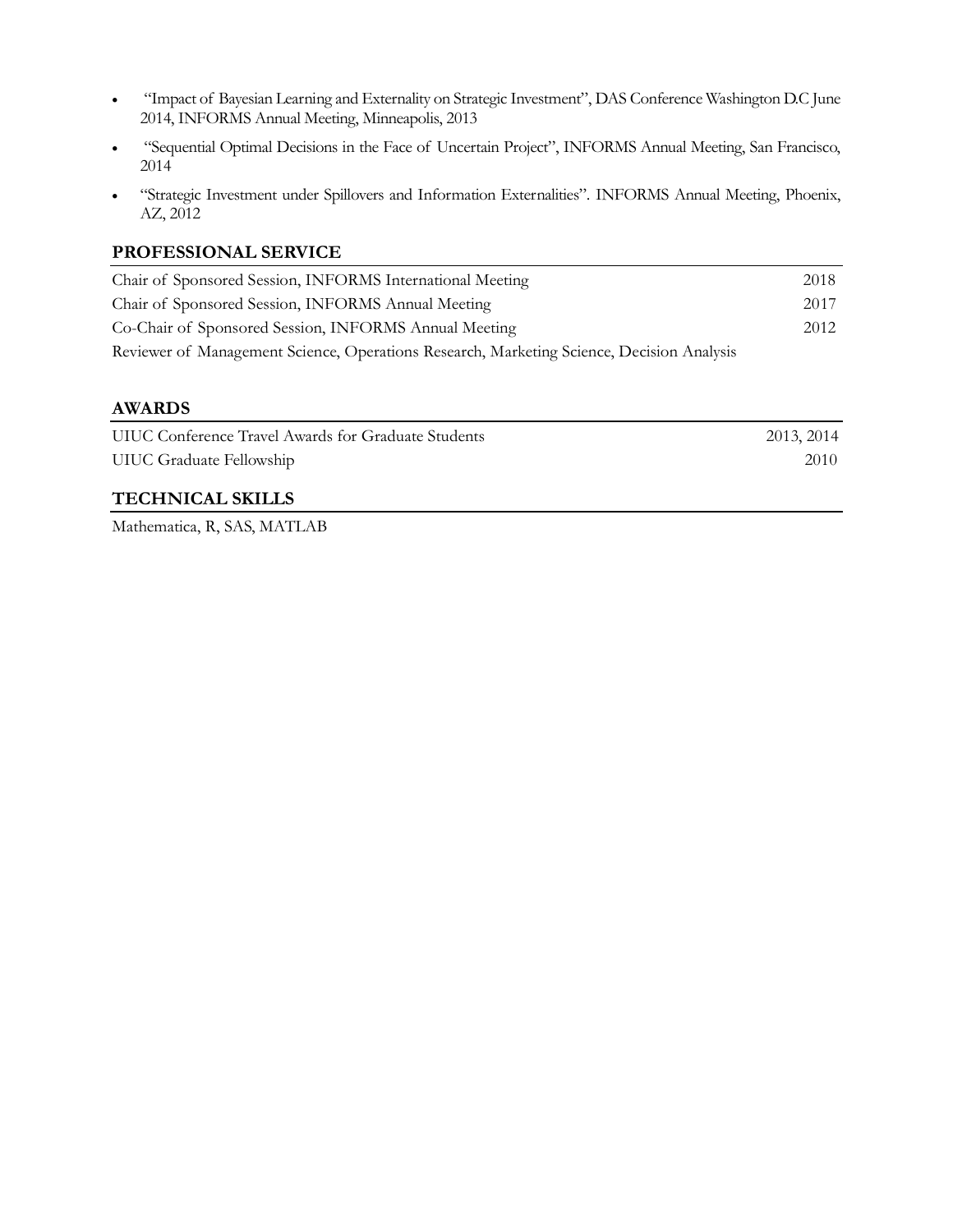- "Impact of Bayesian Learning and Externality on Strategic Investment", DAS Conference Washington D.C June 2014, INFORMS Annual Meeting, Minneapolis, 2013
- "Sequential Optimal Decisions in the Face of Uncertain Project", INFORMS Annual Meeting, San Francisco, 2014
- "Strategic Investment under Spillovers and Information Externalities". INFORMS Annual Meeting, Phoenix, AZ, 2012

## PROFESSIONAL SERVICE

| | |
|---|---|
| Chair of Sponsored Session, INFORMS International Meeting | 2018 |
| Chair of Sponsored Session, INFORMS Annual Meeting | 2017 |
| Co-Chair of Sponsored Session, INFORMS Annual Meeting | 2012 |
| Reviewer of Management Science, Operations Research, Marketing Science, Decision Analysis | |

## AWARDS

| | |
|---|---|
| UIUC Conference Travel Awards for Graduate Students | 2013, 2014 |
| UIUC Graduate Fellowship | 2010 |

## TECHNICAL SKILLS

Mathematica, R, SAS, MATLAB